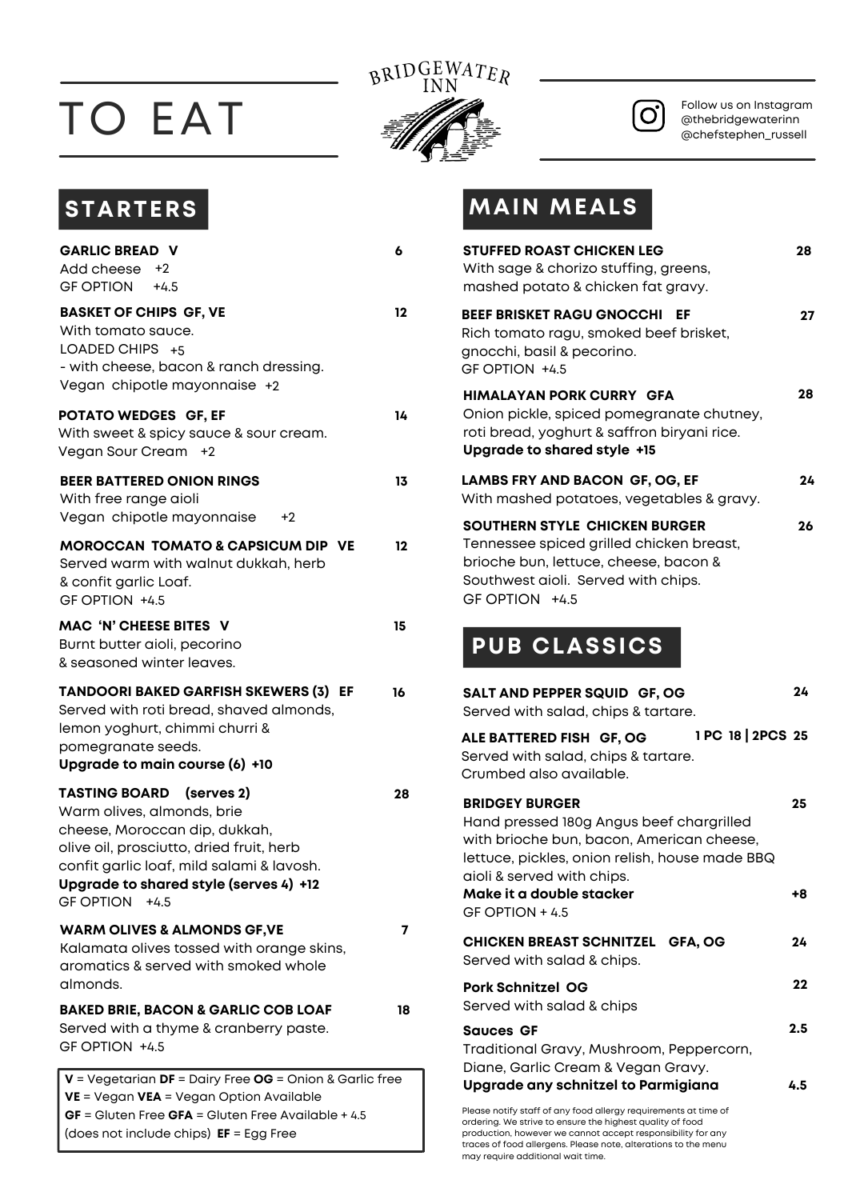# TO EAT

BRIDGEWATER INN

Follow us on Instagram
@thebridgewaterinn
@chefstephen_russell

## STARTERS

**GARLIC BREAD V** — 6
Add cheese +2
GF OPTION +4.5

**BASKET OF CHIPS GF, VE** — 12
With tomato sauce.
LOADED CHIPS +5
- with cheese, bacon & ranch dressing.
Vegan chipotle mayonnaise +2

**POTATO WEDGES GF, EF** — 14
With sweet & spicy sauce & sour cream.
Vegan Sour Cream +2

**BEER BATTERED ONION RINGS** — 13
With free range aioli
Vegan chipotle mayonnaise +2

**MOROCCAN TOMATO & CAPSICUM DIP VE** — 12
Served warm with walnut dukkah, herb & confit garlic Loaf.
GF OPTION +4.5

**MAC 'N' CHEESE BITES V** — 15
Burnt butter aioli, pecorino & seasoned winter leaves.

**TANDOORI BAKED GARFISH SKEWERS (3) EF** — 16
Served with roti bread, shaved almonds, lemon yoghurt, chimmi churri & pomegranate seeds.
**Upgrade to main course (6) +10**

**TASTING BOARD (serves 2)** — 28
Warm olives, almonds, brie cheese, Moroccan dip, dukkah, olive oil, prosciutto, dried fruit, herb confit garlic loaf, mild salami & lavosh.
**Upgrade to shared style (serves 4) +12**
GF OPTION +4.5

**WARM OLIVES & ALMONDS GF,VE** — 7
Kalamata olives tossed with orange skins, aromatics & served with smoked whole almonds.

**BAKED BRIE, BACON & GARLIC COB LOAF** — 18
Served with a thyme & cranberry paste.
GF OPTION +4.5

**V** = Vegetarian **DF** = Dairy Free **OG** = Onion & Garlic free
**VE** = Vegan **VEA** = Vegan Option Available
**GF** = Gluten Free **GFA** = Gluten Free Available + 4.5 (does not include chips) **EF** = Egg Free

## MAIN MEALS

**STUFFED ROAST CHICKEN LEG** — 28
With sage & chorizo stuffing, greens, mashed potato & chicken fat gravy.

**BEEF BRISKET RAGU GNOCCHI EF** — 27
Rich tomato ragu, smoked beef brisket, gnocchi, basil & pecorino.
GF OPTION +4.5

**HIMALAYAN PORK CURRY GFA** — 28
Onion pickle, spiced pomegranate chutney, roti bread, yoghurt & saffron biryani rice.
**Upgrade to shared style +15**

**LAMBS FRY AND BACON GF, OG, EF** — 24
With mashed potatoes, vegetables & gravy.

**SOUTHERN STYLE CHICKEN BURGER** — 26
Tennesee spiced grilled chicken breast, brioche bun, lettuce, cheese, bacon & Southwest aioli. Served with chips.
GF OPTION +4.5

## PUB CLASSICS

**SALT AND PEPPER SQUID GF, OG** — 24
Served with salad, chips & tartare.

**ALE BATTERED FISH GF, OG** — 1 PC 18 | 2PCS 25
Served with salad, chips & tartare.
Crumbed also available.

**BRIDGEY BURGER** — 25
Hand pressed 180g Angus beef chargrilled with brioche bun, bacon, American cheese, lettuce, pickles, onion relish, house made BBQ aioli & served with chips.
**Make it a double stacker** — +8
GF OPTION + 4.5

**CHICKEN BREAST SCHNITZEL GFA, OG** — 24
Served with salad & chips.

**Pork Schnitzel OG** — 22
Served with salad & chips

**Sauces GF** — 2.5
Traditional Gravy, Mushroom, Peppercorn, Diane, Garlic Cream & Vegan Gravy.
**Upgrade any schnitzel to Parmigiana** — 4.5

Please notify staff of any food allergy requirements at time of ordering. We strive to ensure the highest quality of food production, however we cannot accept responsibility for any traces of food allergens. Please note, alterations to the menu may require additional wait time.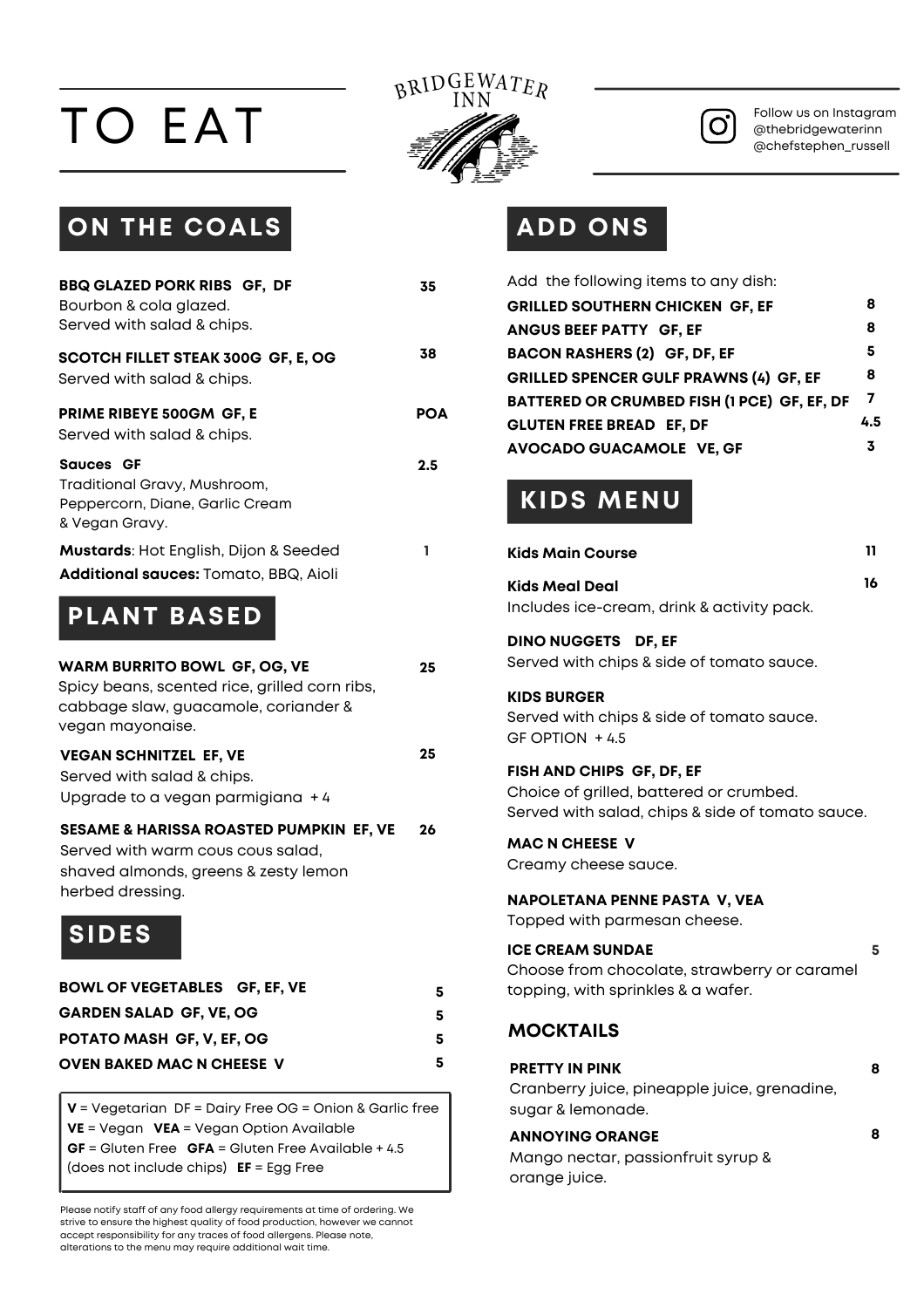# TO EAT

BRIDGEWATER INN

Follow us on Instagram
@thebridgewaterinn
@chefstephen_russell

## ON THE COALS

**BBQ GLAZED PORK RIBS GF, DF** 35
Bourbon & cola glazed.
Served with salad & chips.

**SCOTCH FILLET STEAK 300G GF, E, OG** 38
Served with salad & chips.

**PRIME RIBEYE 500GM GF, E** POA
Served with salad & chips.

**Sauces GF** 2.5
Traditional Gravy, Mushroom, Peppercorn, Diane, Garlic Cream & Vegan Gravy.

**Mustards**: Hot English, Dijon & Seeded 1
**Additional sauces:** Tomato, BBQ, Aioli

## PLANT BASED

**WARM BURRITO BOWL GF, OG, VE** 25
Spicy beans, scented rice, grilled corn ribs, cabbage slaw, guacamole, coriander & vegan mayonaise.

**VEGAN SCHNITZEL EF, VE** 25
Served with salad & chips.
Upgrade to a vegan parmigiana + 4

**SESAME & HARISSA ROASTED PUMPKIN EF, VE** 26
Served with warm cous cous salad, shaved almonds, greens & zesty lemon herbed dressing.

## SIDES

| | |
|---|---|
| **BOWL OF VEGETABLES GF, EF, VE** | 5 |
| **GARDEN SALAD GF, VE, OG** | 5 |
| **POTATO MASH GF, V, EF, OG** | 5 |
| **OVEN BAKED MAC N CHEESE V** | 5 |

**V** = Vegetarian DF = Dairy Free OG = Onion & Garlic free
**VE** = Vegan **VEA** = Vegan Option Available
**GF** = Gluten Free **GFA** = Gluten Free Available + 4.5 (does not include chips) **EF** = Egg Free

Please notify staff of any food allergy requirements at time of ordering. We strive to ensure the highest quality of food production, however we cannot accept responsibility for any traces of food allergens. Please note, alterations to the menu may require additional wait time.

## ADD ONS

Add the following items to any dish:

| | |
|---|---|
| **GRILLED SOUTHERN CHICKEN GF, EF** | 8 |
| **ANGUS BEEF PATTY GF, EF** | 8 |
| **BACON RASHERS (2) GF, DF, EF** | 5 |
| **GRILLED SPENCER GULF PRAWNS (4) GF, EF** | 8 |
| **BATTERED OR CRUMBED FISH (1 PCE) GF, EF, DF** | 7 |
| **GLUTEN FREE BREAD EF, DF** | 4.5 |
| **AVOCADO GUACAMOLE VE, GF** | 3 |

## KIDS MENU

**Kids Main Course** 11

**Kids Meal Deal** 16
Includes ice-cream, drink & activity pack.

**DINO NUGGETS DF, EF**
Served with chips & side of tomato sauce.

**KIDS BURGER**
Served with chips & side of tomato sauce.
GF OPTION + 4.5

**FISH AND CHIPS GF, DF, EF**
Choice of grilled, battered or crumbed.
Served with salad, chips & side of tomato sauce.

**MAC N CHEESE V**
Creamy cheese sauce.

**NAPOLETANA PENNE PASTA V, VEA**
Topped with parmesan cheese.

**ICE CREAM SUNDAE** 5
Choose from chocolate, strawberry or caramel topping, with sprinkles & a wafer.

### MOCKTAILS

**PRETTY IN PINK** 8
Cranberry juice, pineapple juice, grenadine, sugar & lemonade.

**ANNOYING ORANGE** 8
Mango nectar, passionfruit syrup & orange juice.